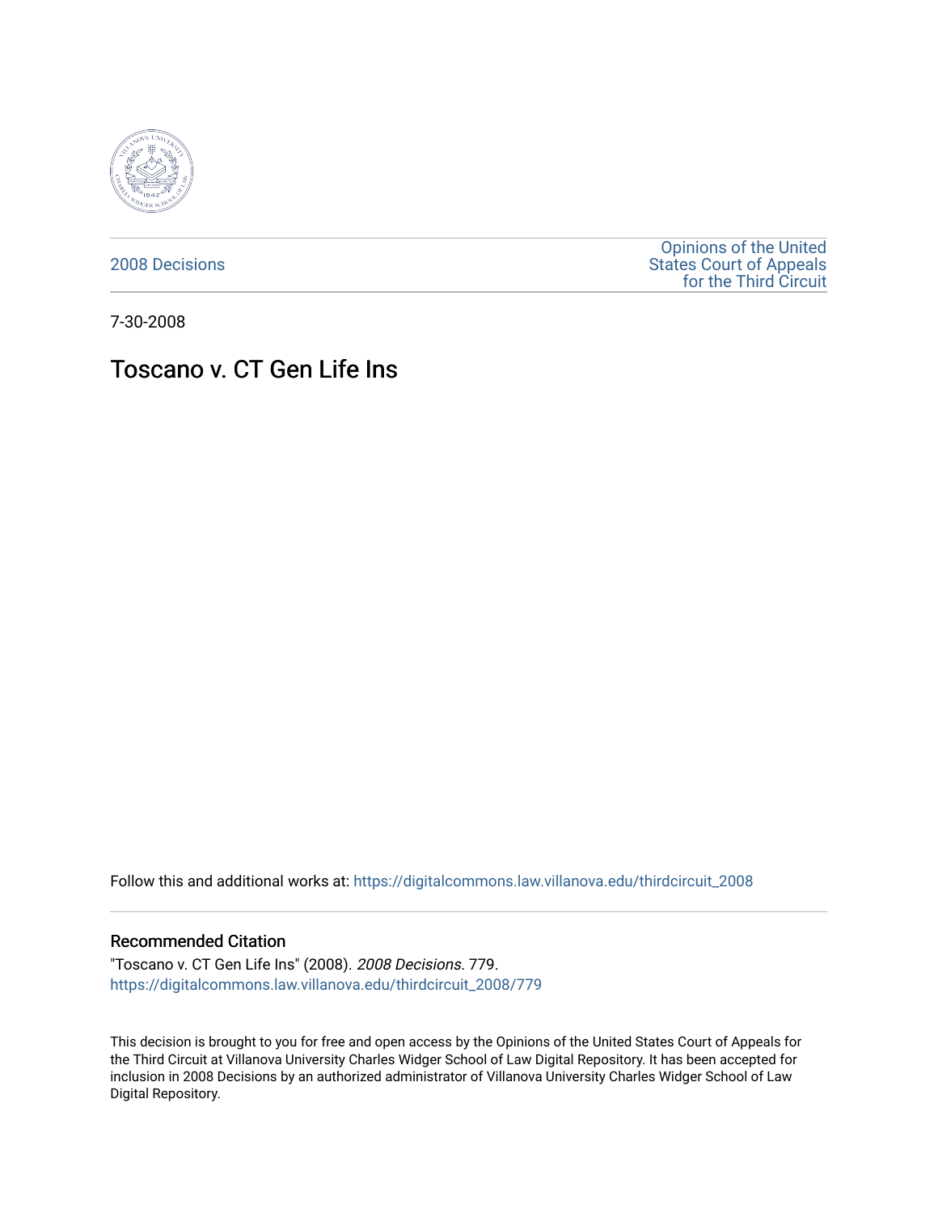2008 Decisions

Opinions of the United States Court of Appeals for the Third Circuit

7-30-2008

# Toscano v. CT Gen Life Ins

Follow this and additional works at: https://digitalcommons.law.villanova.edu/thirdcircuit_2008

## Recommended Citation

"Toscano v. CT Gen Life Ins" (2008). *2008 Decisions*. 779.
https://digitalcommons.law.villanova.edu/thirdcircuit_2008/779

This decision is brought to you for free and open access by the Opinions of the United States Court of Appeals for the Third Circuit at Villanova University Charles Widger School of Law Digital Repository. It has been accepted for inclusion in 2008 Decisions by an authorized administrator of Villanova University Charles Widger School of Law Digital Repository.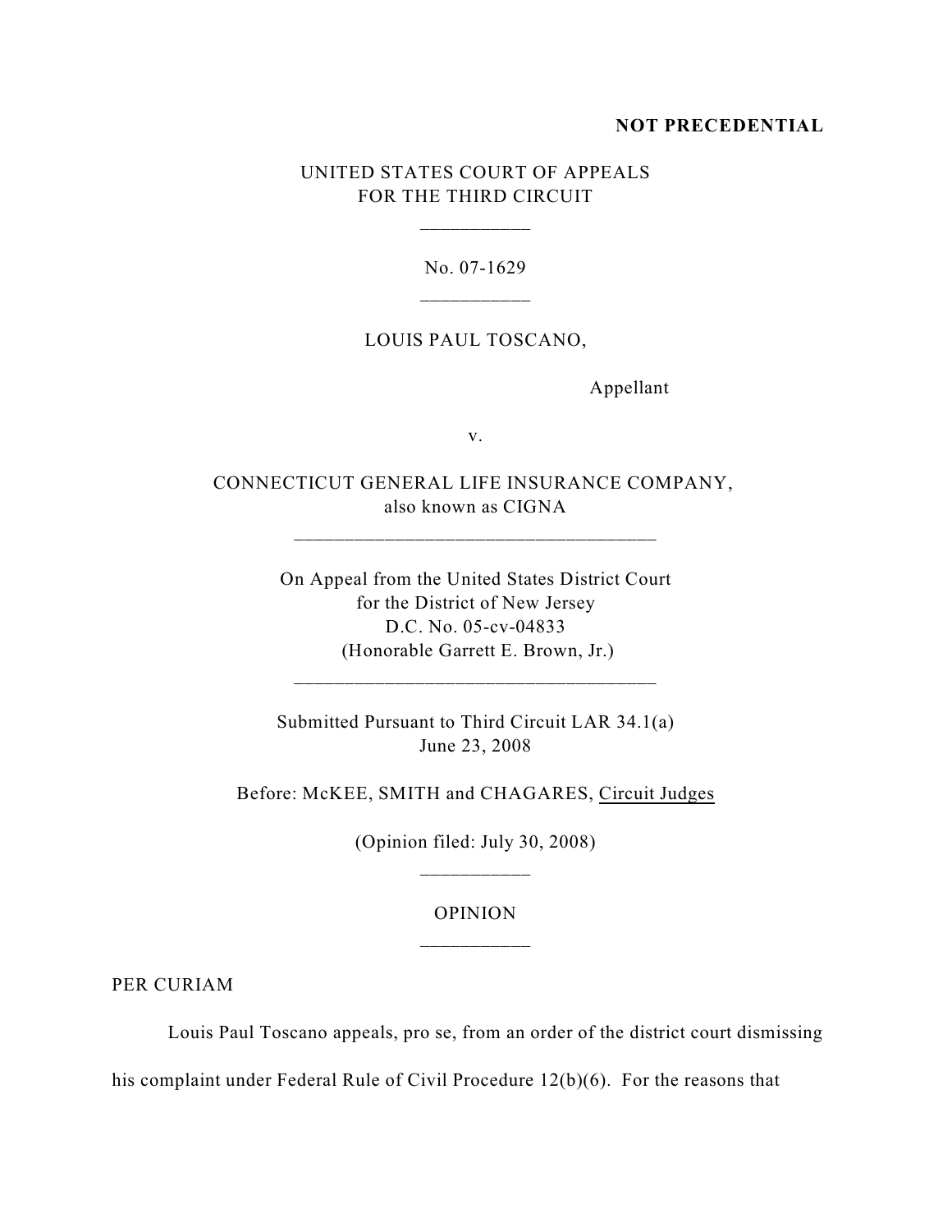**NOT PRECEDENTIAL**

UNITED STATES COURT OF APPEALS
FOR THE THIRD CIRCUIT

\_\_\_\_\_\_\_\_\_\_\_

No. 07-1629

\_\_\_\_\_\_\_\_\_\_\_

LOUIS PAUL TOSCANO,

Appellant

v.

CONNECTICUT GENERAL LIFE INSURANCE COMPANY,
also known as CIGNA

\_\_\_\_\_\_\_\_\_\_\_\_\_\_\_\_\_\_\_\_\_\_\_\_\_\_\_\_\_\_\_\_\_\_\_\_

On Appeal from the United States District Court
for the District of New Jersey
D.C. No. 05-cv-04833
(Honorable Garrett E. Brown, Jr.)

\_\_\_\_\_\_\_\_\_\_\_\_\_\_\_\_\_\_\_\_\_\_\_\_\_\_\_\_\_\_\_\_\_\_\_\_

Submitted Pursuant to Third Circuit LAR 34.1(a)
June 23, 2008

Before: McKEE, SMITH and CHAGARES, Circuit Judges

(Opinion filed: July 30, 2008)

\_\_\_\_\_\_\_\_\_\_\_

OPINION

\_\_\_\_\_\_\_\_\_\_\_

PER CURIAM

Louis Paul Toscano appeals, pro se, from an order of the district court dismissing his complaint under Federal Rule of Civil Procedure 12(b)(6). For the reasons that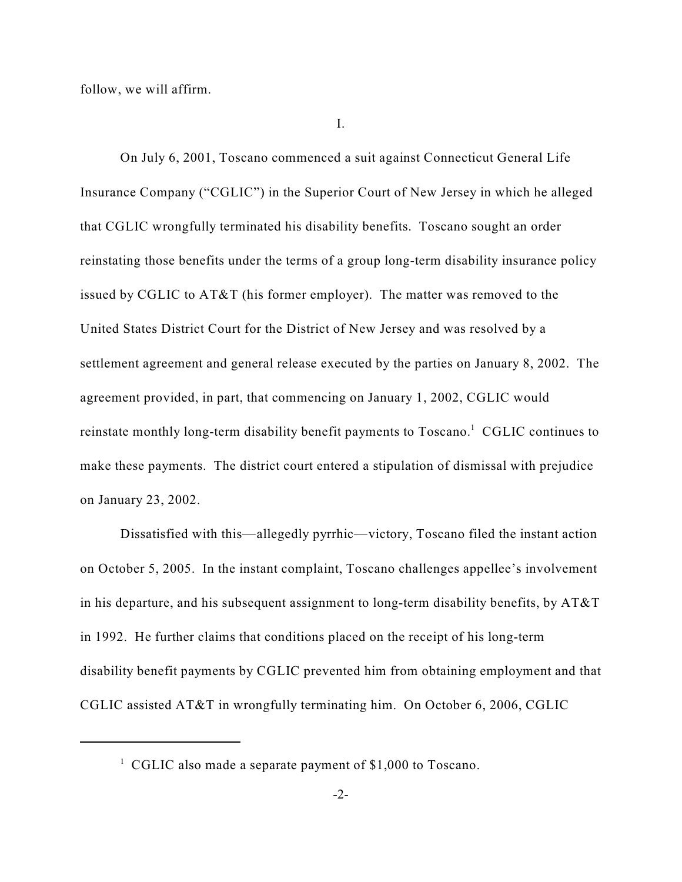follow, we will affirm.

I.

On July 6, 2001, Toscano commenced a suit against Connecticut General Life Insurance Company ("CGLIC") in the Superior Court of New Jersey in which he alleged that CGLIC wrongfully terminated his disability benefits. Toscano sought an order reinstating those benefits under the terms of a group long-term disability insurance policy issued by CGLIC to AT&T (his former employer). The matter was removed to the United States District Court for the District of New Jersey and was resolved by a settlement agreement and general release executed by the parties on January 8, 2002. The agreement provided, in part, that commencing on January 1, 2002, CGLIC would reinstate monthly long-term disability benefit payments to Toscano.[1] CGLIC continues to make these payments. The district court entered a stipulation of dismissal with prejudice on January 23, 2002.

Dissatisfied with this—allegedly pyrrhic—victory, Toscano filed the instant action on October 5, 2005. In the instant complaint, Toscano challenges appellee's involvement in his departure, and his subsequent assignment to long-term disability benefits, by AT&T in 1992. He further claims that conditions placed on the receipt of his long-term disability benefit payments by CGLIC prevented him from obtaining employment and that CGLIC assisted AT&T in wrongfully terminating him. On October 6, 2006, CGLIC

[1] CGLIC also made a separate payment of $1,000 to Toscano.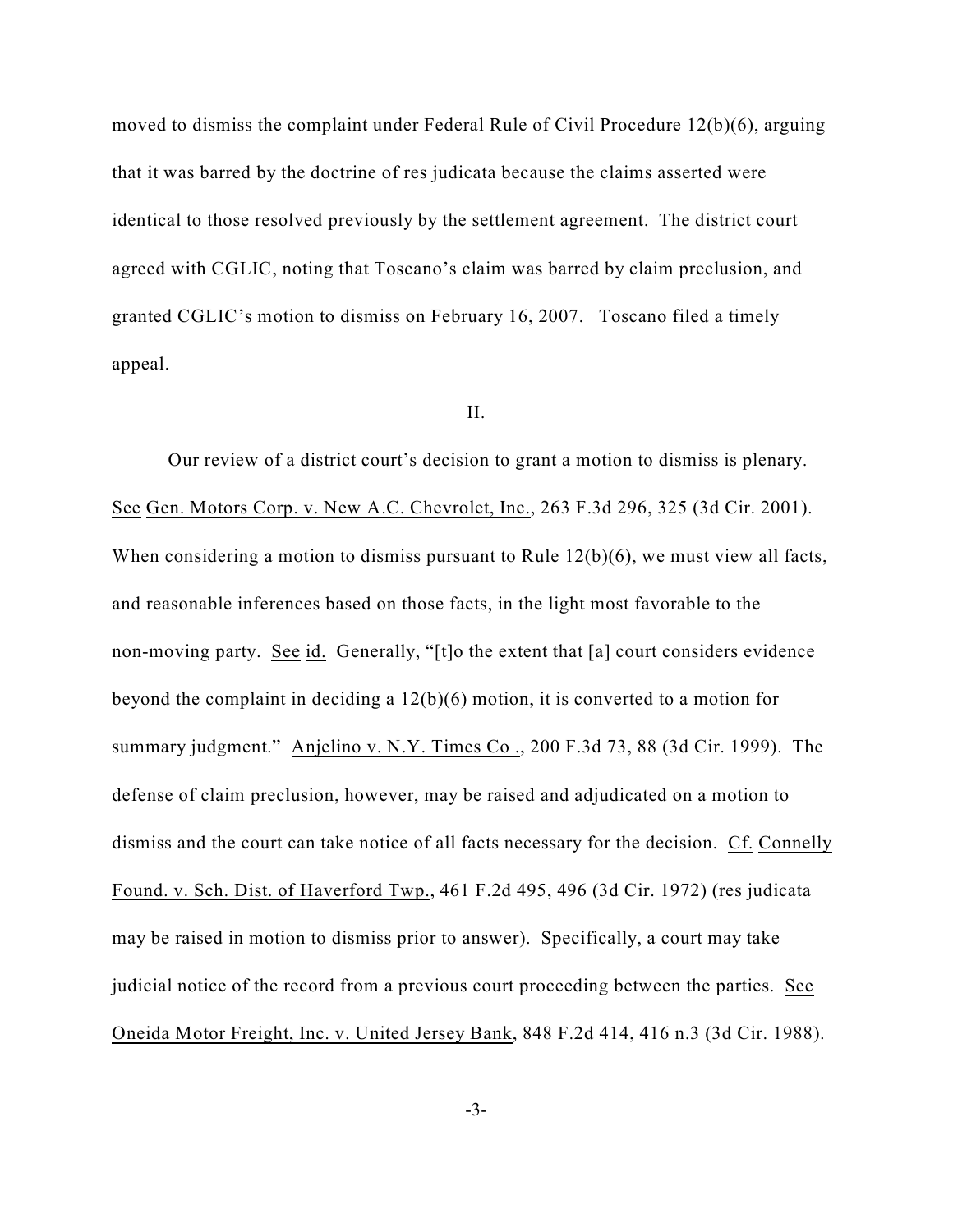moved to dismiss the complaint under Federal Rule of Civil Procedure 12(b)(6), arguing that it was barred by the doctrine of res judicata because the claims asserted were identical to those resolved previously by the settlement agreement. The district court agreed with CGLIC, noting that Toscano's claim was barred by claim preclusion, and granted CGLIC's motion to dismiss on February 16, 2007. Toscano filed a timely appeal.

## II.

Our review of a district court's decision to grant a motion to dismiss is plenary. See Gen. Motors Corp. v. New A.C. Chevrolet, Inc., 263 F.3d 296, 325 (3d Cir. 2001). When considering a motion to dismiss pursuant to Rule 12(b)(6), we must view all facts, and reasonable inferences based on those facts, in the light most favorable to the non-moving party. See id. Generally, "[t]o the extent that [a] court considers evidence beyond the complaint in deciding a 12(b)(6) motion, it is converted to a motion for summary judgment." Anjelino v. N.Y. Times Co ., 200 F.3d 73, 88 (3d Cir. 1999). The defense of claim preclusion, however, may be raised and adjudicated on a motion to dismiss and the court can take notice of all facts necessary for the decision. Cf. Connelly Found. v. Sch. Dist. of Haverford Twp., 461 F.2d 495, 496 (3d Cir. 1972) (res judicata may be raised in motion to dismiss prior to answer). Specifically, a court may take judicial notice of the record from a previous court proceeding between the parties. See Oneida Motor Freight, Inc. v. United Jersey Bank, 848 F.2d 414, 416 n.3 (3d Cir. 1988).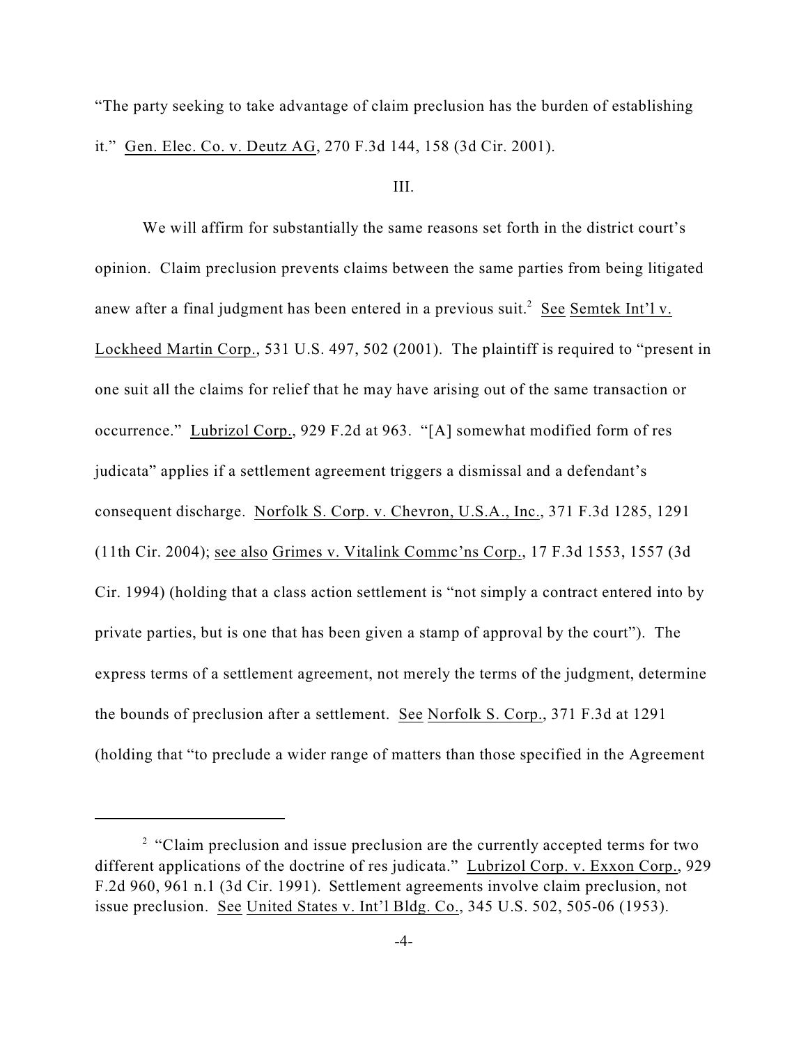"The party seeking to take advantage of claim preclusion has the burden of establishing it." Gen. Elec. Co. v. Deutz AG, 270 F.3d 144, 158 (3d Cir. 2001).

## III.

We will affirm for substantially the same reasons set forth in the district court's opinion. Claim preclusion prevents claims between the same parties from being litigated anew after a final judgment has been entered in a previous suit.[2] See Semtek Int'l v. Lockheed Martin Corp., 531 U.S. 497, 502 (2001). The plaintiff is required to "present in one suit all the claims for relief that he may have arising out of the same transaction or occurrence." Lubrizol Corp., 929 F.2d at 963. "[A] somewhat modified form of res judicata" applies if a settlement agreement triggers a dismissal and a defendant's consequent discharge. Norfolk S. Corp. v. Chevron, U.S.A., Inc., 371 F.3d 1285, 1291 (11th Cir. 2004); see also Grimes v. Vitalink Commc'ns Corp., 17 F.3d 1553, 1557 (3d Cir. 1994) (holding that a class action settlement is "not simply a contract entered into by private parties, but is one that has been given a stamp of approval by the court"). The express terms of a settlement agreement, not merely the terms of the judgment, determine the bounds of preclusion after a settlement. See Norfolk S. Corp., 371 F.3d at 1291 (holding that "to preclude a wider range of matters than those specified in the Agreement

---

[2] "Claim preclusion and issue preclusion are the currently accepted terms for two different applications of the doctrine of res judicata." Lubrizol Corp. v. Exxon Corp., 929 F.2d 960, 961 n.1 (3d Cir. 1991). Settlement agreements involve claim preclusion, not issue preclusion. See United States v. Int'l Bldg. Co., 345 U.S. 502, 505-06 (1953).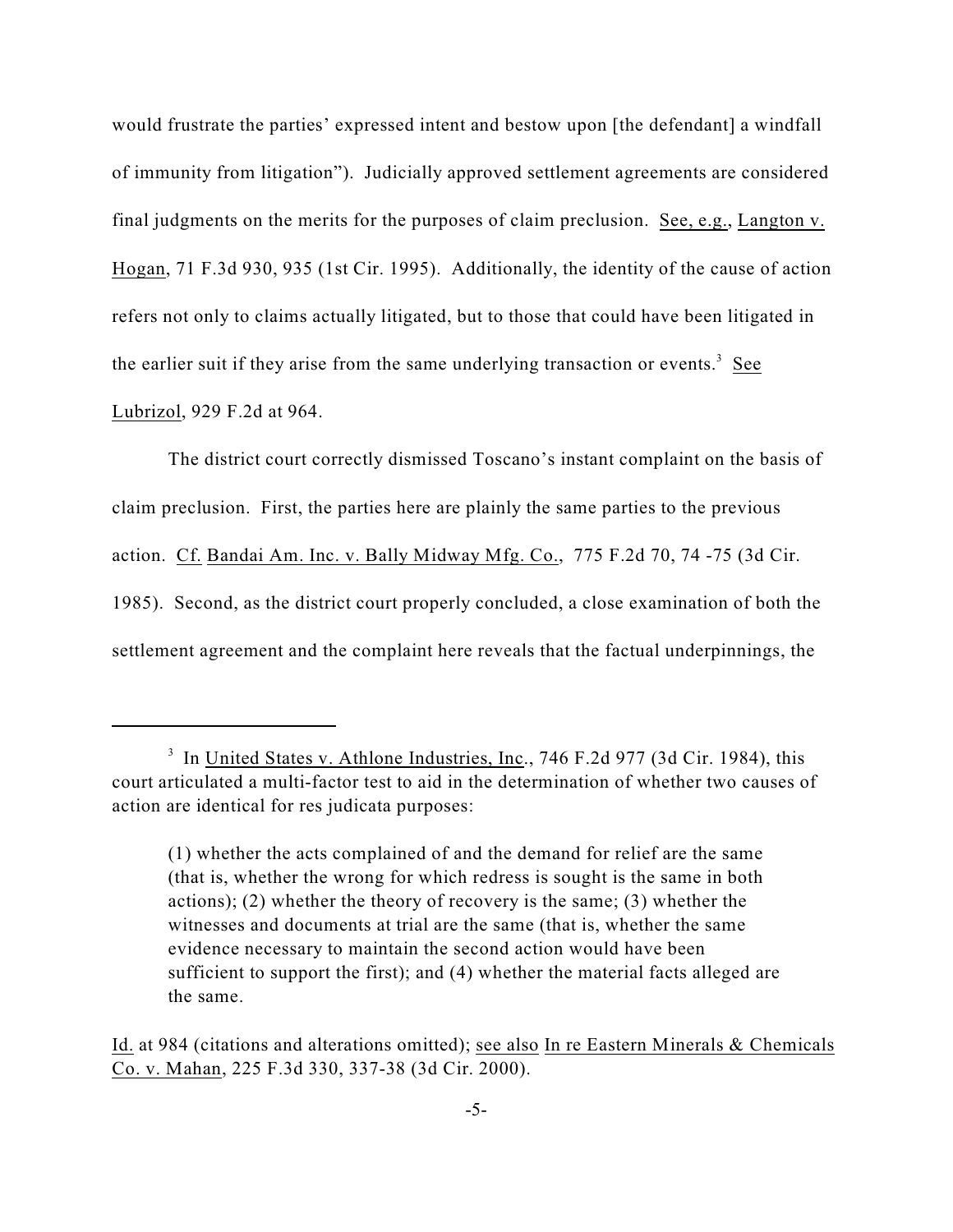would frustrate the parties' expressed intent and bestow upon [the defendant] a windfall of immunity from litigation"). Judicially approved settlement agreements are considered final judgments on the merits for the purposes of claim preclusion. See, e.g., Langton v. Hogan, 71 F.3d 930, 935 (1st Cir. 1995). Additionally, the identity of the cause of action refers not only to claims actually litigated, but to those that could have been litigated in the earlier suit if they arise from the same underlying transaction or events.[3] See Lubrizol, 929 F.2d at 964.

The district court correctly dismissed Toscano's instant complaint on the basis of claim preclusion. First, the parties here are plainly the same parties to the previous action. Cf. Bandai Am. Inc. v. Bally Midway Mfg. Co., 775 F.2d 70, 74 -75 (3d Cir. 1985). Second, as the district court properly concluded, a close examination of both the settlement agreement and the complaint here reveals that the factual underpinnings, the

---

[3] In United States v. Athlone Industries, Inc., 746 F.2d 977 (3d Cir. 1984), this court articulated a multi-factor test to aid in the determination of whether two causes of action are identical for res judicata purposes:

> (1) whether the acts complained of and the demand for relief are the same (that is, whether the wrong for which redress is sought is the same in both actions); (2) whether the theory of recovery is the same; (3) whether the witnesses and documents at trial are the same (that is, whether the same evidence necessary to maintain the second action would have been sufficient to support the first); and (4) whether the material facts alleged are the same.

Id. at 984 (citations and alterations omitted); see also In re Eastern Minerals & Chemicals Co. v. Mahan, 225 F.3d 330, 337-38 (3d Cir. 2000).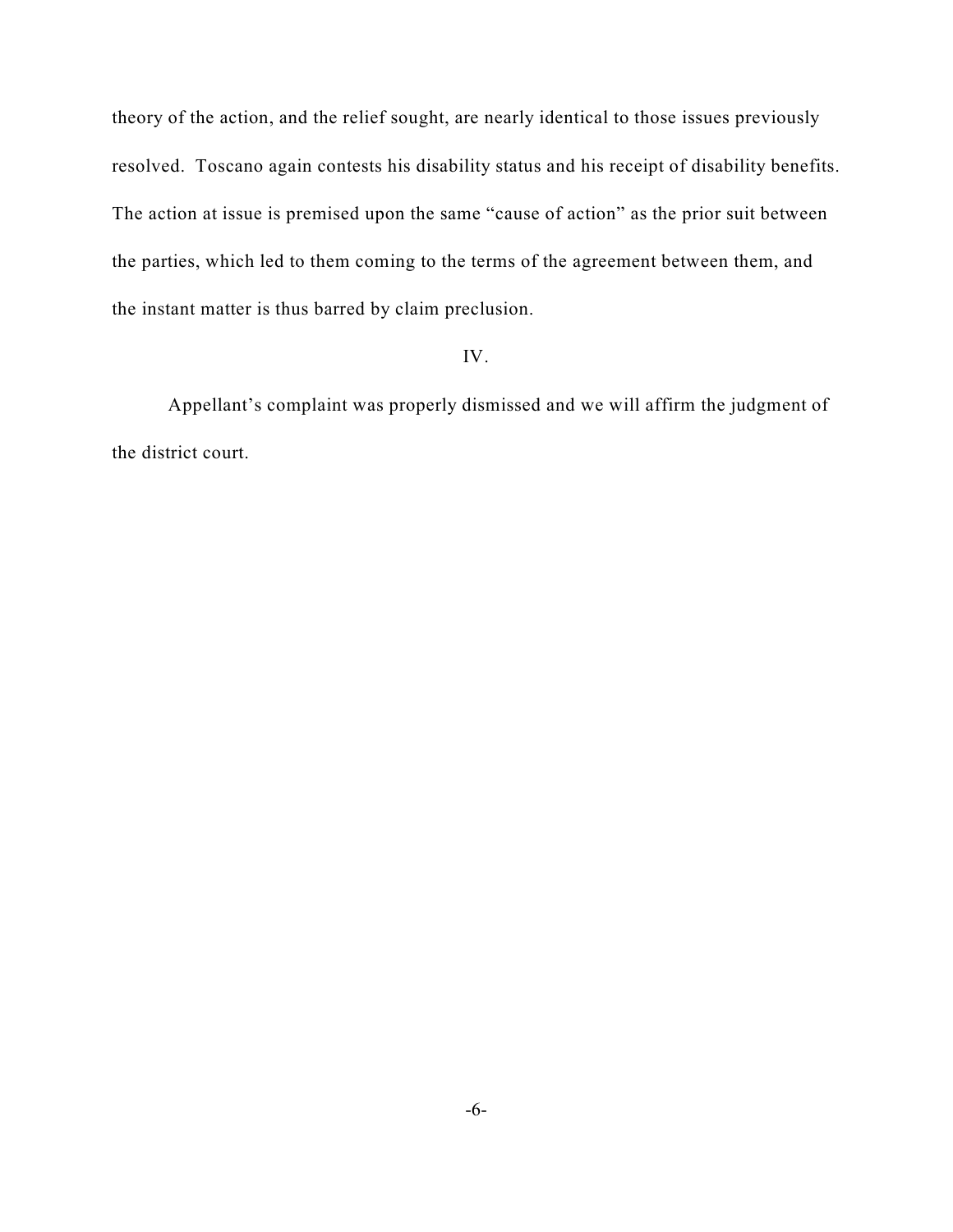theory of the action, and the relief sought, are nearly identical to those issues previously resolved. Toscano again contests his disability status and his receipt of disability benefits. The action at issue is premised upon the same "cause of action" as the prior suit between the parties, which led to them coming to the terms of the agreement between them, and the instant matter is thus barred by claim preclusion.

## IV.

Appellant's complaint was properly dismissed and we will affirm the judgment of the district court.